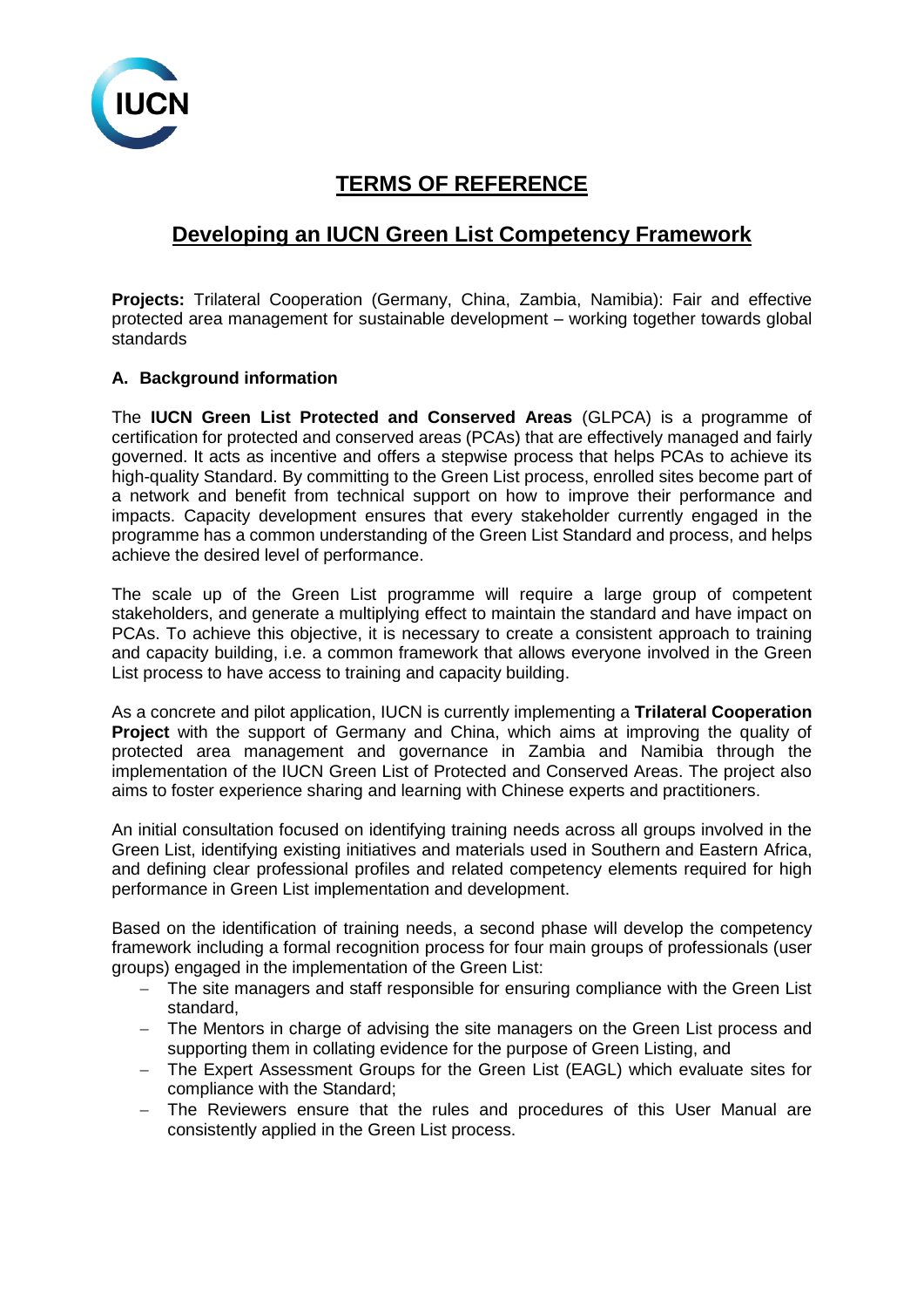# TERMS OF REFERENCE

## Developing an IUCN Green List Competency Framework

**Projects:** Trilateral Cooperation (Germany, China, Zambia, Namibia): Fair and effective protected area management for sustainable development – working together towards global standards

### A. Background information

The **IUCN Green List Protected and Conserved Areas** (GLPCA) is a programme of certification for protected and conserved areas (PCAs) that are effectively managed and fairly governed. It acts as incentive and offers a stepwise process that helps PCAs to achieve its high-quality Standard. By committing to the Green List process, enrolled sites become part of a network and benefit from technical support on how to improve their performance and impacts. Capacity development ensures that every stakeholder currently engaged in the programme has a common understanding of the Green List Standard and process, and helps achieve the desired level of performance.

The scale up of the Green List programme will require a large group of competent stakeholders, and generate a multiplying effect to maintain the standard and have impact on PCAs. To achieve this objective, it is necessary to create a consistent approach to training and capacity building, i.e. a common framework that allows everyone involved in the Green List process to have access to training and capacity building.

As a concrete and pilot application, IUCN is currently implementing a **Trilateral Cooperation Project** with the support of Germany and China, which aims at improving the quality of protected area management and governance in Zambia and Namibia through the implementation of the IUCN Green List of Protected and Conserved Areas. The project also aims to foster experience sharing and learning with Chinese experts and practitioners.

An initial consultation focused on identifying training needs across all groups involved in the Green List, identifying existing initiatives and materials used in Southern and Eastern Africa, and defining clear professional profiles and related competency elements required for high performance in Green List implementation and development.

Based on the identification of training needs, a second phase will develop the competency framework including a formal recognition process for four main groups of professionals (user groups) engaged in the implementation of the Green List:

- The site managers and staff responsible for ensuring compliance with the Green List standard,
- The Mentors in charge of advising the site managers on the Green List process and supporting them in collating evidence for the purpose of Green Listing, and
- The Expert Assessment Groups for the Green List (EAGL) which evaluate sites for compliance with the Standard;
- The Reviewers ensure that the rules and procedures of this User Manual are consistently applied in the Green List process.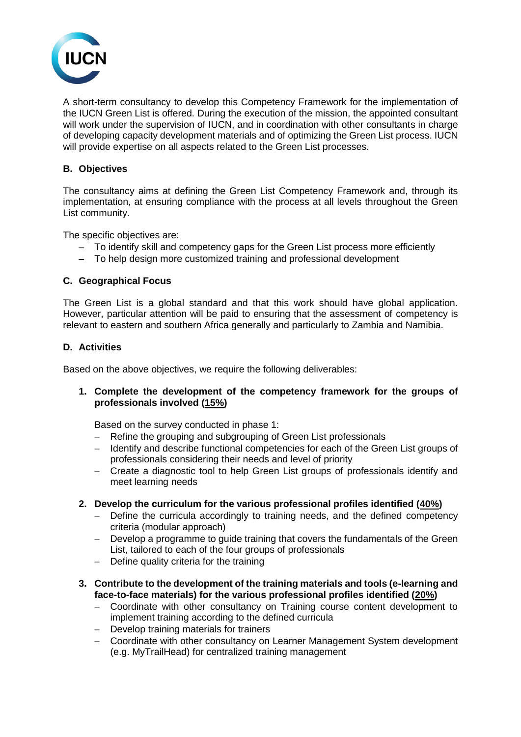A short-term consultancy to develop this Competency Framework for the implementation of the IUCN Green List is offered. During the execution of the mission, the appointed consultant will work under the supervision of IUCN, and in coordination with other consultants in charge of developing capacity development materials and of optimizing the Green List process. IUCN will provide expertise on all aspects related to the Green List processes.

## B. Objectives

The consultancy aims at defining the Green List Competency Framework and, through its implementation, at ensuring compliance with the process at all levels throughout the Green List community.

The specific objectives are:

- To identify skill and competency gaps for the Green List process more efficiently
- To help design more customized training and professional development

## C. Geographical Focus

The Green List is a global standard and that this work should have global application. However, particular attention will be paid to ensuring that the assessment of competency is relevant to eastern and southern Africa generally and particularly to Zambia and Namibia.

## D. Activities

Based on the above objectives, we require the following deliverables:

1. **Complete the development of the competency framework for the groups of professionals involved (15%)**

   Based on the survey conducted in phase 1:
   - Refine the grouping and subgrouping of Green List professionals
   - Identify and describe functional competencies for each of the Green List groups of professionals considering their needs and level of priority
   - Create a diagnostic tool to help Green List groups of professionals identify and meet learning needs

2. **Develop the curriculum for the various professional profiles identified (40%)**
   - Define the curricula accordingly to training needs, and the defined competency criteria (modular approach)
   - Develop a programme to guide training that covers the fundamentals of the Green List, tailored to each of the four groups of professionals
   - Define quality criteria for the training

3. **Contribute to the development of the training materials and tools (e-learning and face-to-face materials) for the various professional profiles identified (20%)**
   - Coordinate with other consultancy on Training course content development to implement training according to the defined curricula
   - Develop training materials for trainers
   - Coordinate with other consultancy on Learner Management System development (e.g. MyTrailHead) for centralized training management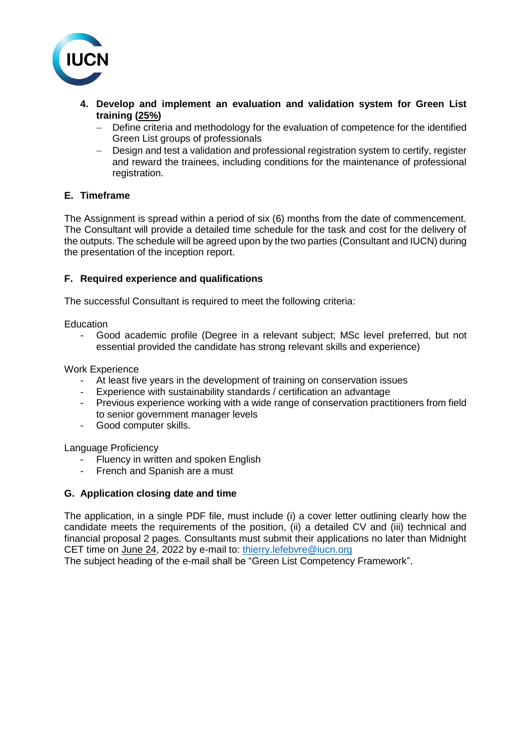4. **Develop and implement an evaluation and validation system for Green List training (25%)**
   - Define criteria and methodology for the evaluation of competence for the identified Green List groups of professionals
   - Design and test a validation and professional registration system to certify, register and reward the trainees, including conditions for the maintenance of professional registration.

## E. Timeframe

The Assignment is spread within a period of six (6) months from the date of commencement. The Consultant will provide a detailed time schedule for the task and cost for the delivery of the outputs. The schedule will be agreed upon by the two parties (Consultant and IUCN) during the presentation of the inception report.

## F. Required experience and qualifications

The successful Consultant is required to meet the following criteria:

Education

- Good academic profile (Degree in a relevant subject; MSc level preferred, but not essential provided the candidate has strong relevant skills and experience)

Work Experience

- At least five years in the development of training on conservation issues
- Experience with sustainability standards / certification an advantage
- Previous experience working with a wide range of conservation practitioners from field to senior government manager levels
- Good computer skills.

Language Proficiency

- Fluency in written and spoken English
- French and Spanish are a must

## G. Application closing date and time

The application, in a single PDF file, must include (i) a cover letter outlining clearly how the candidate meets the requirements of the position, (ii) a detailed CV and (iii) technical and financial proposal 2 pages. Consultants must submit their applications no later than Midnight CET time on June 24, 2022 by e-mail to: thierry.lefebvre@iucn.org
The subject heading of the e-mail shall be "Green List Competency Framework".